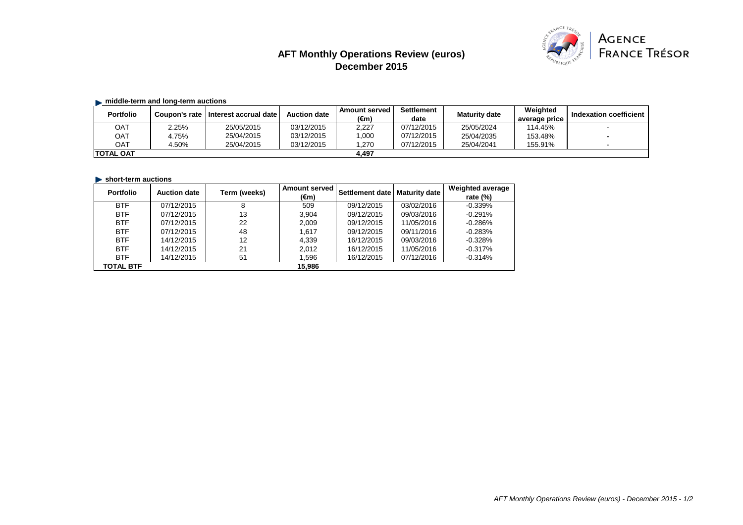# AFT Monthly Operations Review (euros)
## December 2015

AGENCE FRANCE TRÉSOR

### middle-term and long-term auctions

| Portfolio | Coupon's rate | Interest accrual date | Auction date | Amount served (€m) | Settlement date | Maturity date | Weighted average price | Indexation coefficient |
|---|---|---|---|---|---|---|---|---|
| OAT | 2.25% | 25/05/2015 | 03/12/2015 | 2,227 | 07/12/2015 | 25/05/2024 | 114.45% | - |
| OAT | 4.75% | 25/04/2015 | 03/12/2015 | 1,000 | 07/12/2015 | 25/04/2035 | 153.48% | - |
| OAT | 4.50% | 25/04/2015 | 03/12/2015 | 1,270 | 07/12/2015 | 25/04/2041 | 155.91% | - |
| **TOTAL OAT** | | | | **4,497** | | | | |

### short-term auctions

| Portfolio | Auction date | Term (weeks) | Amount served (€m) | Settlement date | Maturity date | Weighted average rate (%) |
|---|---|---|---|---|---|---|
| BTF | 07/12/2015 | 8 | 509 | 09/12/2015 | 03/02/2016 | -0.339% |
| BTF | 07/12/2015 | 13 | 3,904 | 09/12/2015 | 09/03/2016 | -0.291% |
| BTF | 07/12/2015 | 22 | 2,009 | 09/12/2015 | 11/05/2016 | -0.286% |
| BTF | 07/12/2015 | 48 | 1,617 | 09/12/2015 | 09/11/2016 | -0.283% |
| BTF | 14/12/2015 | 12 | 4,339 | 16/12/2015 | 09/03/2016 | -0.328% |
| BTF | 14/12/2015 | 21 | 2,012 | 16/12/2015 | 11/05/2016 | -0.317% |
| BTF | 14/12/2015 | 51 | 1,596 | 16/12/2015 | 07/12/2016 | -0.314% |
| **TOTAL BTF** | | | **15,986** | | | |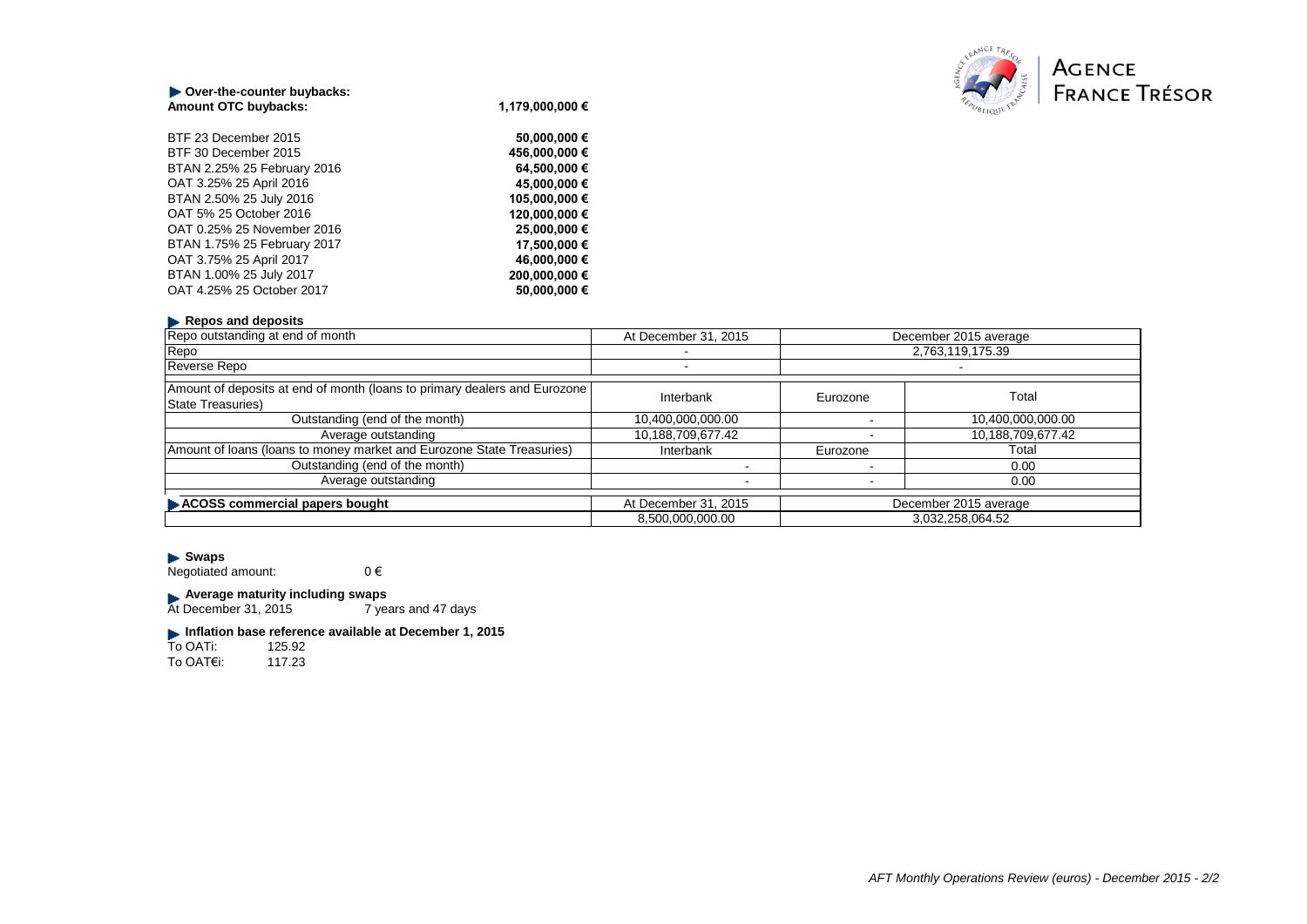### Over-the-counter buybacks:

| | |
|---|---|
| **Amount OTC buybacks:** | **1,179,000,000 €** |
| BTF 23 December 2015 | **50,000,000 €** |
| BTF 30 December 2015 | **456,000,000 €** |
| BTAN 2.25% 25 February 2016 | **64,500,000 €** |
| OAT 3.25% 25 April 2016 | **45,000,000 €** |
| BTAN 2.50% 25 July 2016 | **105,000,000 €** |
| OAT 5% 25 October 2016 | **120,000,000 €** |
| OAT 0.25% 25 November 2016 | **25,000,000 €** |
| BTAN 1.75% 25 February 2017 | **17,500,000 €** |
| OAT 3.75% 25 April 2017 | **46,000,000 €** |
| BTAN 1.00% 25 July 2017 | **200,000,000 €** |
| OAT 4.25% 25 October 2017 | **50,000,000 €** |

### Repos and deposits

| Repo outstanding at end of month | At December 31, 2015 | December 2015 average | |
|---|---|---|---|
| Repo | - | 2,763,119,175.39 | |
| Reverse Repo | - | - | |
| Amount of deposits at end of month (loans to primary dealers and Eurozone State Treasuries) | Interbank | Eurozone | Total |
| Outstanding (end of the month) | 10,400,000,000.00 | - | 10,400,000,000.00 |
| Average outstanding | 10,188,709,677.42 | - | 10,188,709,677.42 |
| Amount of loans (loans to money market and Eurozone State Treasuries) | Interbank | Eurozone | Total |
| Outstanding (end of the month) | - | - | 0.00 |
| Average outstanding | - | - | 0.00 |
| **ACOSS commercial papers bought** | At December 31, 2015 | December 2015 average | |
| | 8,500,000,000.00 | 3,032,258,064.52 | |

### Swaps

Negotiated amount: 0 €

### Average maturity including swaps

At December 31, 2015 7 years and 47 days

### Inflation base reference available at December 1, 2015

To OATi: 125.92

To OAT€i: 117.23